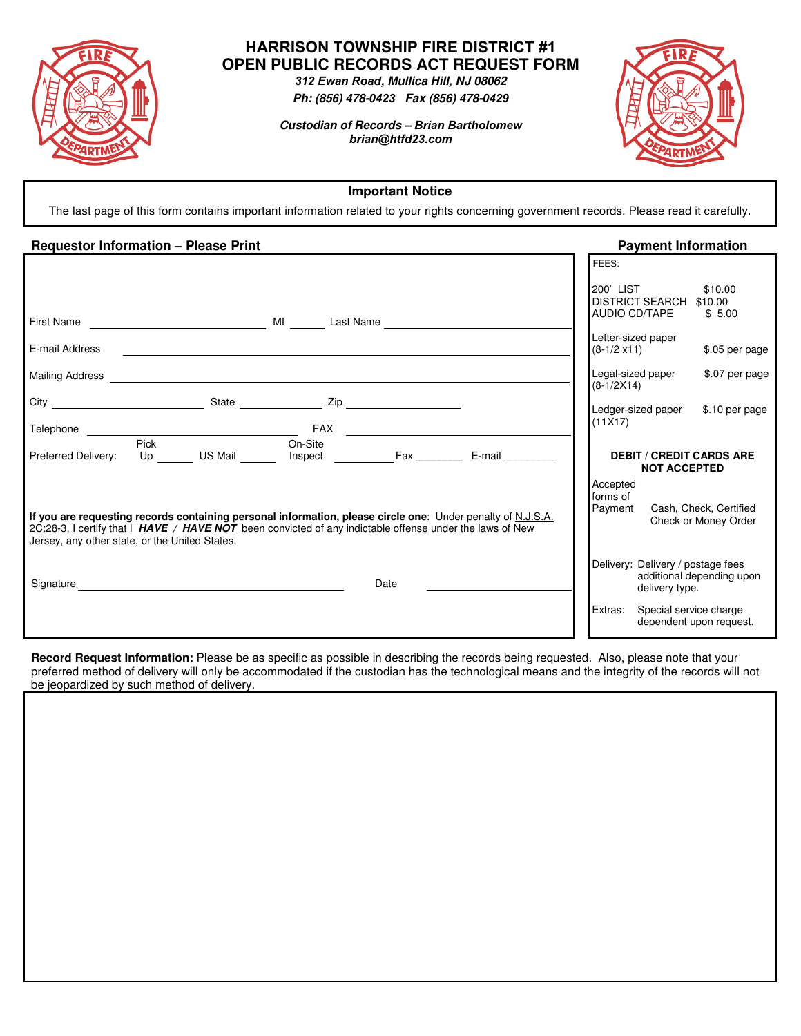# HARRISON TOWNSHIP FIRE DISTRICT #1
# OPEN PUBLIC RECORDS ACT REQUEST FORM

***312 Ewan Road, Mullica Hill, NJ 08062***

***Ph: (856) 478-0423 Fax (856) 478-0429***

***Custodian of Records – Brian Bartholomew***
***brian@htfd23.com***

---

**Important Notice**

The last page of this form contains important information related to your rights concerning government records. Please read it carefully.

---

## Requestor Information – Please Print

First Name ______________________ MI ______ Last Name ______________________

E-mail Address ______________________________________________

Mailing Address ______________________________________________

City ______________________ State ____________ Zip ________________

Telephone ______________________ FAX ______________________

Preferred Delivery: Pick Up ______ US Mail ______ On-Site Inspect __________ Fax ________ E-mail _________

**If you are requesting records containing personal information, please circle one**: Under penalty of N.J.S.A. 2C:28-3, I certify that I ***HAVE*** / ***HAVE NOT*** been convicted of any indictable offense under the laws of New Jersey, any other state, or the United States.

Signature ______________________________ Date ________________

## Payment Information

FEES:

| | |
|---|---|
| 200' LIST | $10.00 |
| DISTRICT SEARCH | $10.00 |
| AUDIO CD/TAPE | $ 5.00 |
| Letter-sized paper (8-1/2 x11) | $.05 per page |
| Legal-sized paper (8-1/2X14) | $.07 per page |
| Ledger-sized paper (11X17) | $.10 per page |

**DEBIT / CREDIT CARDS ARE NOT ACCEPTED**

Accepted forms of Payment: Cash, Check, Certified Check or Money Order

Delivery: Delivery / postage fees additional depending upon delivery type.

Extras: Special service charge dependent upon request.

---

**Record Request Information:** Please be as specific as possible in describing the records being requested. Also, please note that your preferred method of delivery will only be accommodated if the custodian has the technological means and the integrity of the records will not be jeopardized by such method of delivery.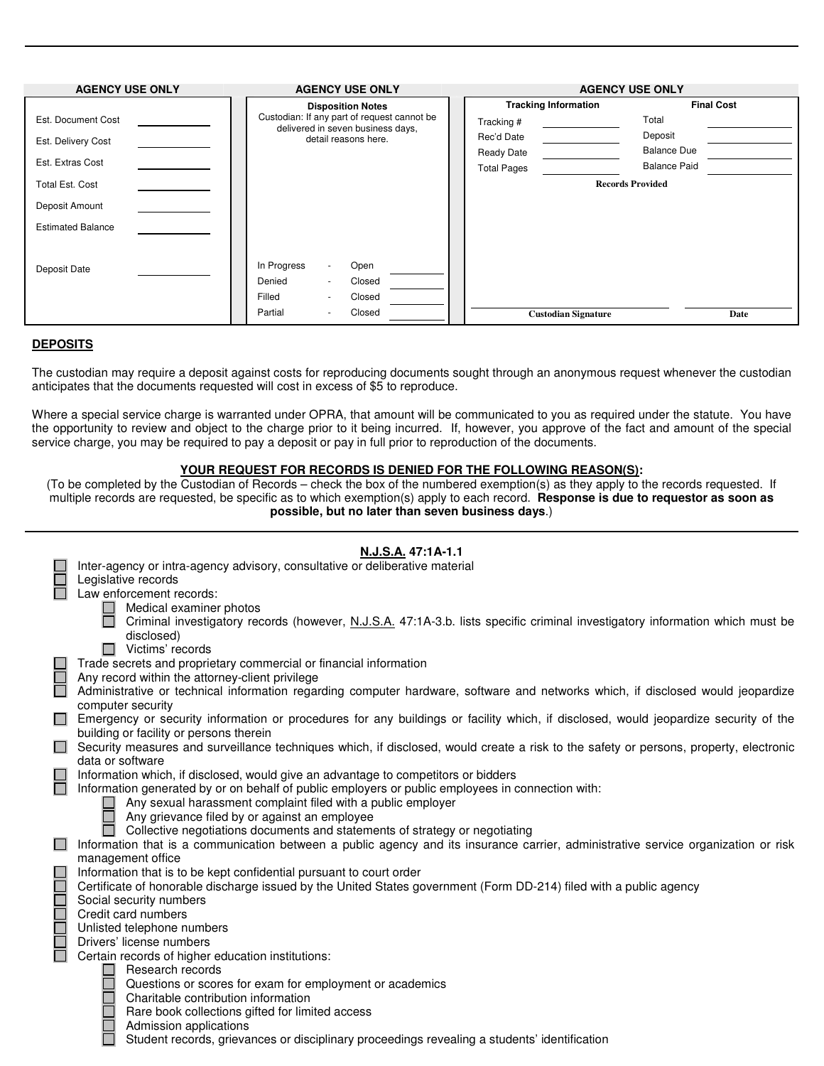| AGENCY USE ONLY | | AGENCY USE ONLY | | AGENCY USE ONLY | |
|---|---|---|---|---|---|
| Est. Document Cost | ______ | **Disposition Notes** Custodian: If any part of request cannot be delivered in seven business days, detail reasons here. | | **Tracking Information** | **Final Cost** |
| Est. Delivery Cost | ______ | | | Tracking # ______ | Total ______ |
| Est. Extras Cost | ______ | | | Rec'd Date ______ | Deposit ______ |
| Total Est. Cost | ______ | | | Ready Date ______ | Balance Due ______ |
| Deposit Amount | ______ | | | Total Pages ______ | Balance Paid ______ |
| Estimated Balance | ______ | | | **Records Provided** | |
| Deposit Date | ______ | In Progress - Open | ______ | | |
| | | Denied - Closed | ______ | | |
| | | Filled - Closed | ______ | | |
| | | Partial - Closed | ______ | **Custodian Signature** | **Date** |

**DEPOSITS**

The custodian may require a deposit against costs for reproducing documents sought through an anonymous request whenever the custodian anticipates that the documents requested will cost in excess of $5 to reproduce.

Where a special service charge is warranted under OPRA, that amount will be communicated to you as required under the statute. You have the opportunity to review and object to the charge prior to it being incurred. If, however, you approve of the fact and amount of the special service charge, you may be required to pay a deposit or pay in full prior to reproduction of the documents.

**YOUR REQUEST FOR RECORDS IS DENIED FOR THE FOLLOWING REASON(S):**

(To be completed by the Custodian of Records – check the box of the numbered exemption(s) as they apply to the records requested. If multiple records are requested, be specific as to which exemption(s) apply to each record. **Response is due to requestor as soon as possible, but no later than seven business days**.)

**N.J.S.A. 47:1A-1.1**

- ☐ Inter-agency or intra-agency advisory, consultative or deliberative material
- ☐ Legislative records
- ☐ Law enforcement records:
  - ☐ Medical examiner photos
  - ☐ Criminal investigatory records (however, N.J.S.A. 47:1A-3.b. lists specific criminal investigatory information which must be disclosed)
  - ☐ Victims' records
- ☐ Trade secrets and proprietary commercial or financial information
- ☐ Any record within the attorney-client privilege
- ☐ Administrative or technical information regarding computer hardware, software and networks which, if disclosed would jeopardize computer security
- ☐ Emergency or security information or procedures for any buildings or facility which, if disclosed, would jeopardize security of the building or facility or persons therein
- ☐ Security measures and surveillance techniques which, if disclosed, would create a risk to the safety or persons, property, electronic data or software
- ☐ Information which, if disclosed, would give an advantage to competitors or bidders
- ☐ Information generated by or on behalf of public employers or public employees in connection with:
  - ☐ Any sexual harassment complaint filed with a public employer
  - ☐ Any grievance filed by or against an employee
  - ☐ Collective negotiations documents and statements of strategy or negotiating
- ☐ Information that is a communication between a public agency and its insurance carrier, administrative service organization or risk management office
- ☐ Information that is to be kept confidential pursuant to court order
- ☐ Certificate of honorable discharge issued by the United States government (Form DD-214) filed with a public agency
- ☐ Social security numbers
- ☐ Credit card numbers
- ☐ Unlisted telephone numbers
- ☐ Drivers' license numbers
- ☐ Certain records of higher education institutions:
  - ☐ Research records
  - ☐ Questions or scores for exam for employment or academics
  - ☐ Charitable contribution information
  - ☐ Rare book collections gifted for limited access
  - ☐ Admission applications
  - ☐ Student records, grievances or disciplinary proceedings revealing a students' identification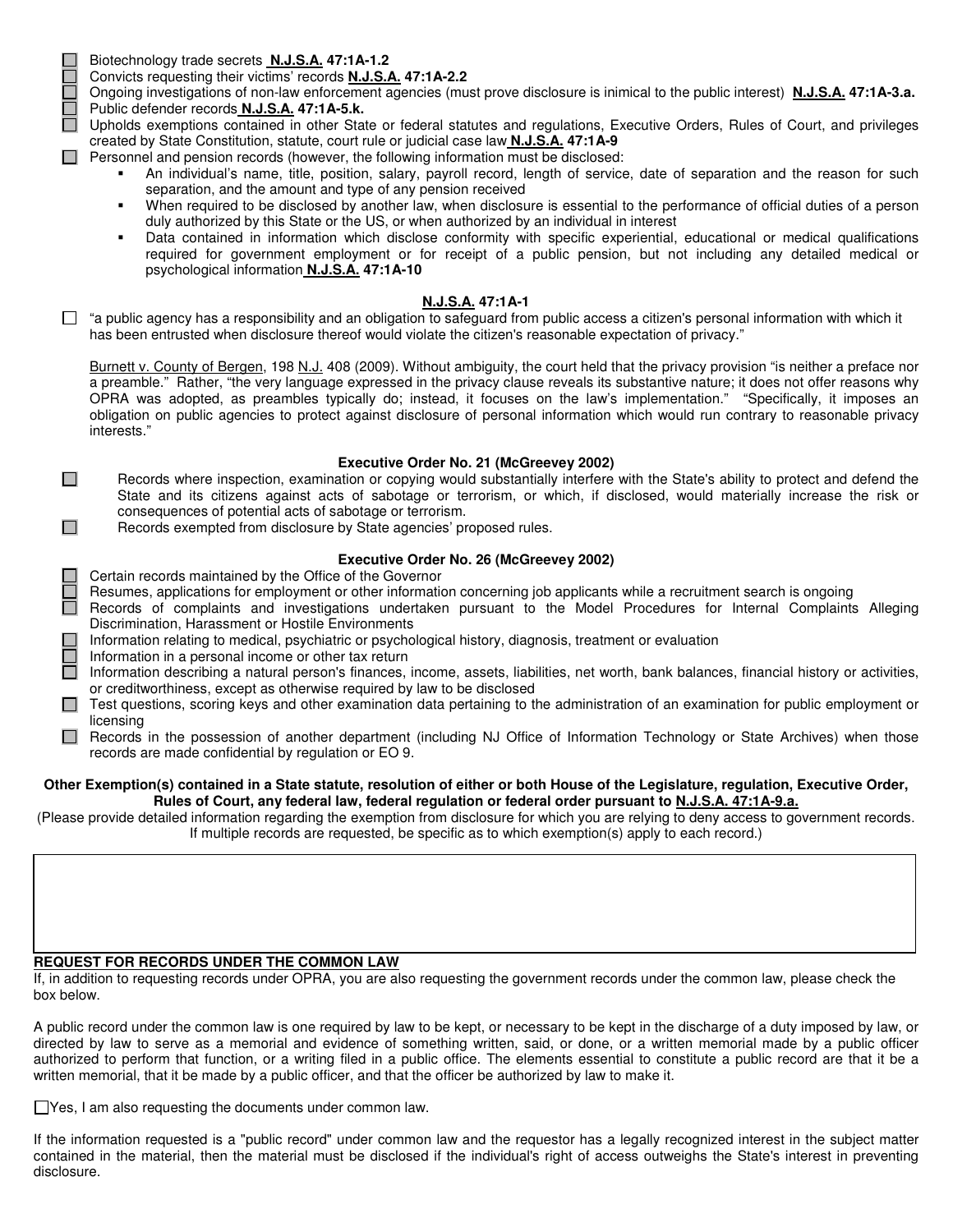- ☐ Biotechnology trade secrets **N.J.S.A. 47:1A-1.2**
- ☐ Convicts requesting their victims' records **N.J.S.A. 47:1A-2.2**
- ☐ Ongoing investigations of non-law enforcement agencies (must prove disclosure is inimical to the public interest) **N.J.S.A. 47:1A-3.a.**
- ☐ Public defender records **N.J.S.A. 47:1A-5.k.**
- ☐ Upholds exemptions contained in other State or federal statutes and regulations, Executive Orders, Rules of Court, and privileges created by State Constitution, statute, court rule or judicial case law **N.J.S.A. 47:1A-9**
- ☐ Personnel and pension records (however, the following information must be disclosed:
  - An individual's name, title, position, salary, payroll record, length of service, date of separation and the reason for such separation, and the amount and type of any pension received
  - When required to be disclosed by another law, when disclosure is essential to the performance of official duties of a person duly authorized by this State or the US, or when authorized by an individual in interest
  - Data contained in information which disclose conformity with specific experiential, educational or medical qualifications required for government employment or for receipt of a public pension, but not including any detailed medical or psychological information **N.J.S.A. 47:1A-10**

### N.J.S.A. 47:1A-1

☐ "a public agency has a responsibility and an obligation to safeguard from public access a citizen's personal information with which it has been entrusted when disclosure thereof would violate the citizen's reasonable expectation of privacy."

Burnett v. County of Bergen, 198 N.J. 408 (2009). Without ambiguity, the court held that the privacy provision "is neither a preface nor a preamble." Rather, "the very language expressed in the privacy clause reveals its substantive nature; it does not offer reasons why OPRA was adopted, as preambles typically do; instead, it focuses on the law's implementation." "Specifically, it imposes an obligation on public agencies to protect against disclosure of personal information which would run contrary to reasonable privacy interests."

### Executive Order No. 21 (McGreevey 2002)

- ☐ Records where inspection, examination or copying would substantially interfere with the State's ability to protect and defend the State and its citizens against acts of sabotage or terrorism, or which, if disclosed, would materially increase the risk or consequences of potential acts of sabotage or terrorism.
- ☐ Records exempted from disclosure by State agencies' proposed rules.

### Executive Order No. 26 (McGreevey 2002)

- ☐ Certain records maintained by the Office of the Governor
- ☐ Resumes, applications for employment or other information concerning job applicants while a recruitment search is ongoing
- ☐ Records of complaints and investigations undertaken pursuant to the Model Procedures for Internal Complaints Alleging Discrimination, Harassment or Hostile Environments
- ☐ Information relating to medical, psychiatric or psychological history, diagnosis, treatment or evaluation
- ☐ Information in a personal income or other tax return
- ☐ Information describing a natural person's finances, income, assets, liabilities, net worth, bank balances, financial history or activities, or creditworthiness, except as otherwise required by law to be disclosed
- ☐ Test questions, scoring keys and other examination data pertaining to the administration of an examination for public employment or licensing
- ☐ Records in the possession of another department (including NJ Office of Information Technology or State Archives) when those records are made confidential by regulation or EO 9.

**Other Exemption(s) contained in a State statute, resolution of either or both House of the Legislature, regulation, Executive Order, Rules of Court, any federal law, federal regulation or federal order pursuant to N.J.S.A. 47:1A-9.a.**

(Please provide detailed information regarding the exemption from disclosure for which you are relying to deny access to government records. If multiple records are requested, be specific as to which exemption(s) apply to each record.)

**REQUEST FOR RECORDS UNDER THE COMMON LAW**

If, in addition to requesting records under OPRA, you are also requesting the government records under the common law, please check the box below.

A public record under the common law is one required by law to be kept, or necessary to be kept in the discharge of a duty imposed by law, or directed by law to serve as a memorial and evidence of something written, said, or done, or a written memorial made by a public officer authorized to perform that function, or a writing filed in a public office. The elements essential to constitute a public record are that it be a written memorial, that it be made by a public officer, and that the officer be authorized by law to make it.

☐ Yes, I am also requesting the documents under common law.

If the information requested is a "public record" under common law and the requestor has a legally recognized interest in the subject matter contained in the material, then the material must be disclosed if the individual's right of access outweighs the State's interest in preventing disclosure.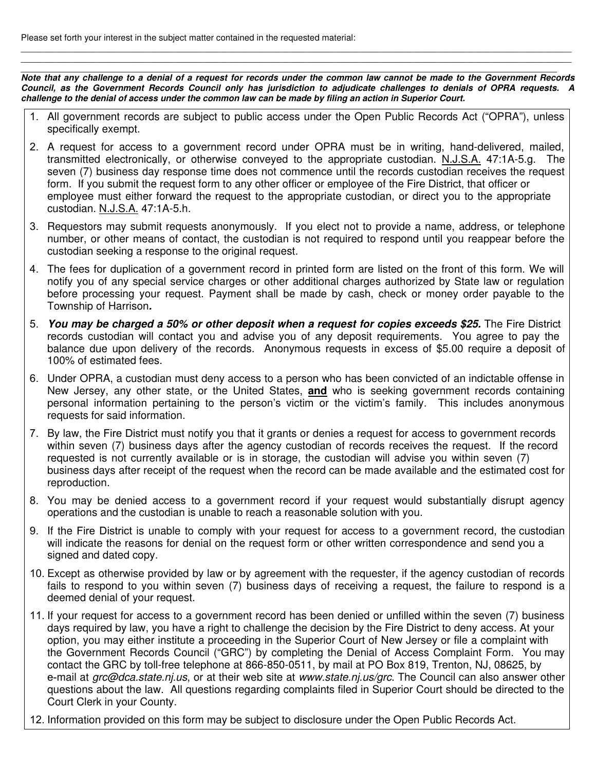Please set forth your interest in the subject matter contained in the requested material:

_______________________________________________________________________________

_______________________________________________________________________________

***Note that any challenge to a denial of a request for records under the common law cannot be made to the Government Records Council, as the Government Records Council only has jurisdiction to adjudicate challenges to denials of OPRA requests. A challenge to the denial of access under the common law can be made by filing an action in Superior Court.***

1. All government records are subject to public access under the Open Public Records Act ("OPRA"), unless specifically exempt.
2. A request for access to a government record under OPRA must be in writing, hand-delivered, mailed, transmitted electronically, or otherwise conveyed to the appropriate custodian. N.J.S.A. 47:1A-5.g. The seven (7) business day response time does not commence until the records custodian receives the request form. If you submit the request form to any other officer or employee of the Fire District, that officer or employee must either forward the request to the appropriate custodian, or direct you to the appropriate custodian. N.J.S.A. 47:1A-5.h.
3. Requestors may submit requests anonymously. If you elect not to provide a name, address, or telephone number, or other means of contact, the custodian is not required to respond until you reappear before the custodian seeking a response to the original request.
4. The fees for duplication of a government record in printed form are listed on the front of this form. We will notify you of any special service charges or other additional charges authorized by State law or regulation before processing your request. Payment shall be made by cash, check or money order payable to the Township of Harrison**.**
5. ***You may be charged a 50% or other deposit when a request for copies exceeds $25.*** The Fire District records custodian will contact you and advise you of any deposit requirements. You agree to pay the balance due upon delivery of the records. Anonymous requests in excess of $5.00 require a deposit of 100% of estimated fees.
6. Under OPRA, a custodian must deny access to a person who has been convicted of an indictable offense in New Jersey, any other state, or the United States, **and** who is seeking government records containing personal information pertaining to the person's victim or the victim's family. This includes anonymous requests for said information.
7. By law, the Fire District must notify you that it grants or denies a request for access to government records within seven (7) business days after the agency custodian of records receives the request. If the record requested is not currently available or is in storage, the custodian will advise you within seven (7) business days after receipt of the request when the record can be made available and the estimated cost for reproduction.
8. You may be denied access to a government record if your request would substantially disrupt agency operations and the custodian is unable to reach a reasonable solution with you.
9. If the Fire District is unable to comply with your request for access to a government record, the custodian will indicate the reasons for denial on the request form or other written correspondence and send you a signed and dated copy.
10. Except as otherwise provided by law or by agreement with the requester, if the agency custodian of records fails to respond to you within seven (7) business days of receiving a request, the failure to respond is a deemed denial of your request.
11. If your request for access to a government record has been denied or unfilled within the seven (7) business days required by law, you have a right to challenge the decision by the Fire District to deny access. At your option, you may either institute a proceeding in the Superior Court of New Jersey or file a complaint with the Government Records Council ("GRC") by completing the Denial of Access Complaint Form. You may contact the GRC by toll-free telephone at 866-850-0511, by mail at PO Box 819, Trenton, NJ, 08625, by e-mail at *grc@dca.state.nj.us*, or at their web site at *www.state.nj.us/grc*. The Council can also answer other questions about the law. All questions regarding complaints filed in Superior Court should be directed to the Court Clerk in your County.
12. Information provided on this form may be subject to disclosure under the Open Public Records Act.